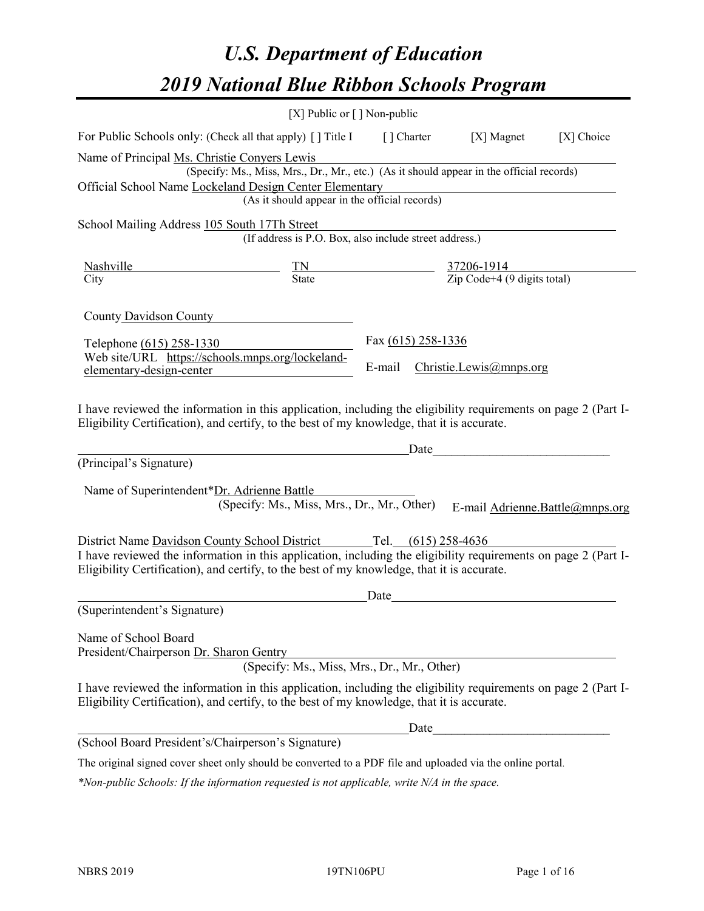# U.S. Department of Education

# 2019 National Blue Ribbon Schools Program

[X] Public or [ ] Non-public

For Public Schools only: (Check all that apply) [ ] Title I [ ] Charter [X] Magnet [X] Choice

Name of Principal Ms. Christie Conyers Lewis
(Specify: Ms., Miss, Mrs., Dr., Mr., etc.) (As it should appear in the official records)

Official School Name Lockeland Design Center Elementary
(As it should appear in the official records)

School Mailing Address 105 South 17Th Street
(If address is P.O. Box, also include street address.)

| Nashville | TN | 37206-1914 |
|---|---|---|
| City | State | Zip Code+4 (9 digits total) |

County Davidson County

Telephone (615) 258-1330 Fax (615) 258-1336

Web site/URL https://schools.mnps.org/lockeland-elementary-design-center E-mail Christie.Lewis@mnps.org

I have reviewed the information in this application, including the eligibility requirements on page 2 (Part I-Eligibility Certification), and certify, to the best of my knowledge, that it is accurate.

\_\_\_\_\_\_\_\_\_\_\_\_\_\_\_\_\_\_\_\_\_\_\_\_\_\_\_\_\_\_ Date\_\_\_\_\_\_\_\_\_\_\_\_\_\_\_\_\_\_\_\_
(Principal's Signature)

Name of Superintendent* Dr. Adrienne Battle
(Specify: Ms., Miss, Mrs., Dr., Mr., Other) E-mail Adrienne.Battle@mnps.org

District Name Davidson County School District Tel. (615) 258-4636

I have reviewed the information in this application, including the eligibility requirements on page 2 (Part I-Eligibility Certification), and certify, to the best of my knowledge, that it is accurate.

\_\_\_\_\_\_\_\_\_\_\_\_\_\_\_\_\_\_\_\_\_\_\_\_\_\_\_\_\_\_ Date\_\_\_\_\_\_\_\_\_\_\_\_\_\_\_\_\_\_\_\_
(Superintendent's Signature)

Name of School Board
President/Chairperson Dr. Sharon Gentry
(Specify: Ms., Miss, Mrs., Dr., Mr., Other)

I have reviewed the information in this application, including the eligibility requirements on page 2 (Part I-Eligibility Certification), and certify, to the best of my knowledge, that it is accurate.

\_\_\_\_\_\_\_\_\_\_\_\_\_\_\_\_\_\_\_\_\_\_\_\_\_\_\_\_\_\_ Date\_\_\_\_\_\_\_\_\_\_\_\_\_\_\_\_\_\_\_\_
(School Board President's/Chairperson's Signature)

The original signed cover sheet only should be converted to a PDF file and uploaded via the online portal.

*\*Non-public Schools: If the information requested is not applicable, write N/A in the space.*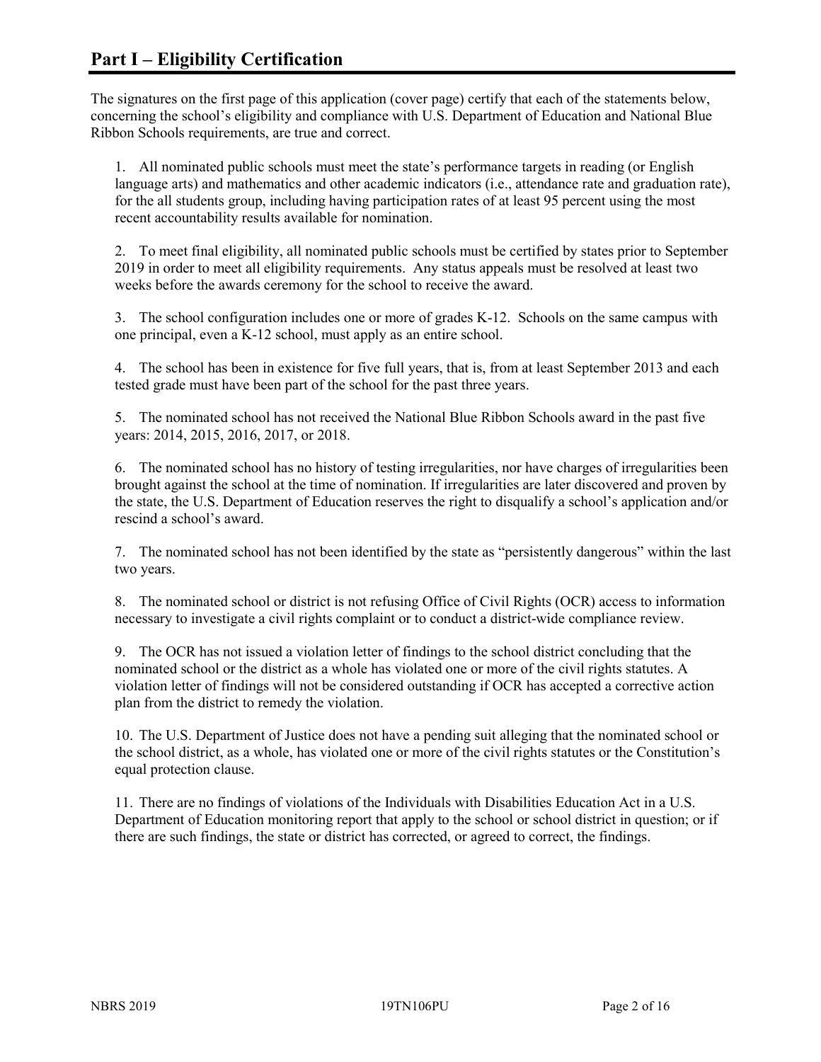## Part I – Eligibility Certification

The signatures on the first page of this application (cover page) certify that each of the statements below, concerning the school's eligibility and compliance with U.S. Department of Education and National Blue Ribbon Schools requirements, are true and correct.

1. All nominated public schools must meet the state's performance targets in reading (or English language arts) and mathematics and other academic indicators (i.e., attendance rate and graduation rate), for the all students group, including having participation rates of at least 95 percent using the most recent accountability results available for nomination.

2. To meet final eligibility, all nominated public schools must be certified by states prior to September 2019 in order to meet all eligibility requirements. Any status appeals must be resolved at least two weeks before the awards ceremony for the school to receive the award.

3. The school configuration includes one or more of grades K-12. Schools on the same campus with one principal, even a K-12 school, must apply as an entire school.

4. The school has been in existence for five full years, that is, from at least September 2013 and each tested grade must have been part of the school for the past three years.

5. The nominated school has not received the National Blue Ribbon Schools award in the past five years: 2014, 2015, 2016, 2017, or 2018.

6. The nominated school has no history of testing irregularities, nor have charges of irregularities been brought against the school at the time of nomination. If irregularities are later discovered and proven by the state, the U.S. Department of Education reserves the right to disqualify a school's application and/or rescind a school's award.

7. The nominated school has not been identified by the state as "persistently dangerous" within the last two years.

8. The nominated school or district is not refusing Office of Civil Rights (OCR) access to information necessary to investigate a civil rights complaint or to conduct a district-wide compliance review.

9. The OCR has not issued a violation letter of findings to the school district concluding that the nominated school or the district as a whole has violated one or more of the civil rights statutes. A violation letter of findings will not be considered outstanding if OCR has accepted a corrective action plan from the district to remedy the violation.

10. The U.S. Department of Justice does not have a pending suit alleging that the nominated school or the school district, as a whole, has violated one or more of the civil rights statutes or the Constitution's equal protection clause.

11. There are no findings of violations of the Individuals with Disabilities Education Act in a U.S. Department of Education monitoring report that apply to the school or school district in question; or if there are such findings, the state or district has corrected, or agreed to correct, the findings.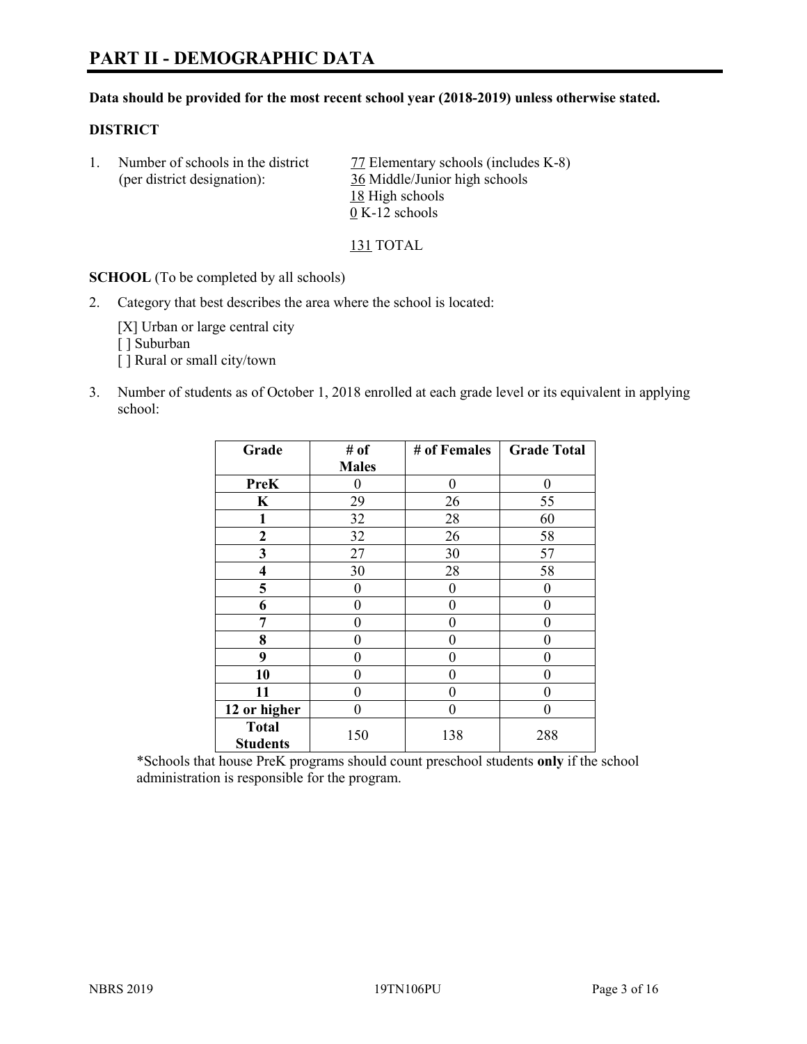# PART II - DEMOGRAPHIC DATA

**Data should be provided for the most recent school year (2018-2019) unless otherwise stated.**

**DISTRICT**

1. Number of schools in the district (per district designation):
   77 Elementary schools (includes K-8)
   36 Middle/Junior high schools
   18 High schools
   0 K-12 schools

   131 TOTAL

**SCHOOL** (To be completed by all schools)

2. Category that best describes the area where the school is located:

   [X] Urban or large central city
   [ ] Suburban
   [ ] Rural or small city/town

3. Number of students as of October 1, 2018 enrolled at each grade level or its equivalent in applying school:

| Grade | # of Males | # of Females | Grade Total |
|---|---|---|---|
| **PreK** | 0 | 0 | 0 |
| **K** | 29 | 26 | 55 |
| **1** | 32 | 28 | 60 |
| **2** | 32 | 26 | 58 |
| **3** | 27 | 30 | 57 |
| **4** | 30 | 28 | 58 |
| **5** | 0 | 0 | 0 |
| **6** | 0 | 0 | 0 |
| **7** | 0 | 0 | 0 |
| **8** | 0 | 0 | 0 |
| **9** | 0 | 0 | 0 |
| **10** | 0 | 0 | 0 |
| **11** | 0 | 0 | 0 |
| **12 or higher** | 0 | 0 | 0 |
| **Total Students** | 150 | 138 | 288 |

*Schools that house PreK programs should count preschool students **only** if the school administration is responsible for the program.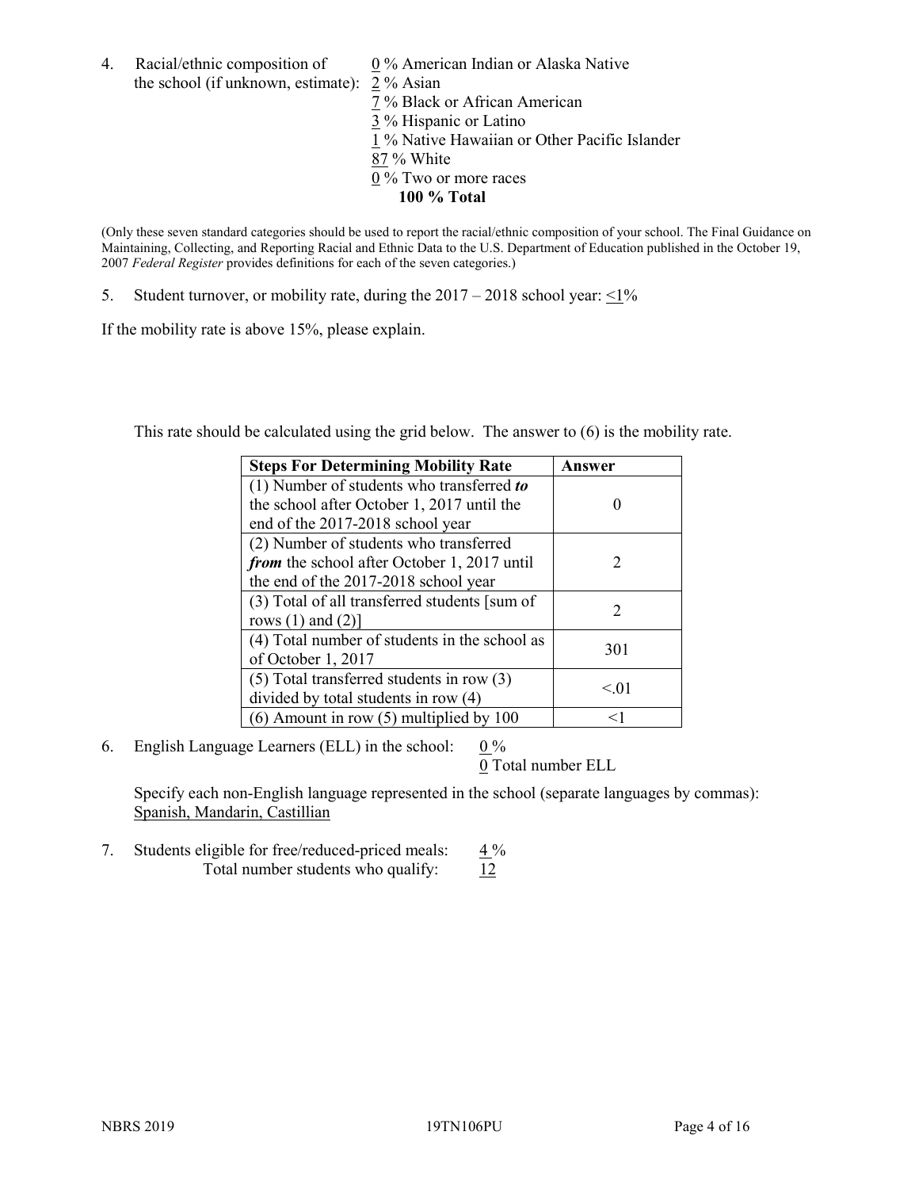4. Racial/ethnic composition of the school (if unknown, estimate):
   0 % American Indian or Alaska Native
   2 % Asian
   7 % Black or African American
   3 % Hispanic or Latino
   1 % Native Hawaiian or Other Pacific Islander
   87 % White
   0 % Two or more races
   **100 % Total**

(Only these seven standard categories should be used to report the racial/ethnic composition of your school. The Final Guidance on Maintaining, Collecting, and Reporting Racial and Ethnic Data to the U.S. Department of Education published in the October 19, 2007 *Federal Register* provides definitions for each of the seven categories.)

5. Student turnover, or mobility rate, during the 2017 – 2018 school year: <1%

If the mobility rate is above 15%, please explain.

This rate should be calculated using the grid below. The answer to (6) is the mobility rate.

| **Steps For Determining Mobility Rate** | **Answer** |
| --- | --- |
| (1) Number of students who transferred ***to*** the school after October 1, 2017 until the end of the 2017-2018 school year | 0 |
| (2) Number of students who transferred ***from*** the school after October 1, 2017 until the end of the 2017-2018 school year | 2 |
| (3) Total of all transferred students [sum of rows (1) and (2)] | 2 |
| (4) Total number of students in the school as of October 1, 2017 | 301 |
| (5) Total transferred students in row (3) divided by total students in row (4) | <.01 |
| (6) Amount in row (5) multiplied by 100 | <1 |

6. English Language Learners (ELL) in the school: 0 %
   0 Total number ELL

   Specify each non-English language represented in the school (separate languages by commas): Spanish, Mandarin, Castillian

7. Students eligible for free/reduced-priced meals: 4 %
   Total number students who qualify: 12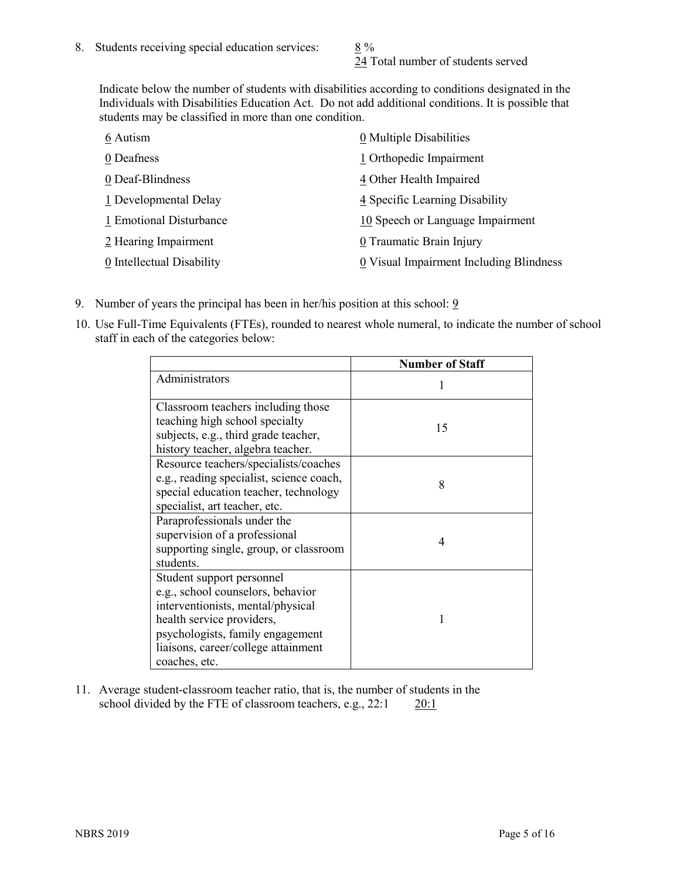8. Students receiving special education services: 8 %
   24 Total number of students served

   Indicate below the number of students with disabilities according to conditions designated in the Individuals with Disabilities Education Act. Do not add additional conditions. It is possible that students may be classified in more than one condition.

   6 Autism
   0 Deafness
   0 Deaf-Blindness
   1 Developmental Delay
   1 Emotional Disturbance
   2 Hearing Impairment
   0 Intellectual Disability
   0 Multiple Disabilities
   1 Orthopedic Impairment
   4 Other Health Impaired
   4 Specific Learning Disability
   10 Speech or Language Impairment
   0 Traumatic Brain Injury
   0 Visual Impairment Including Blindness

9. Number of years the principal has been in her/his position at this school: 9

10. Use Full-Time Equivalents (FTEs), rounded to nearest whole numeral, to indicate the number of school staff in each of the categories below:

| | Number of Staff |
|---|---|
| Administrators | 1 |
| Classroom teachers including those teaching high school specialty subjects, e.g., third grade teacher, history teacher, algebra teacher. | 15 |
| Resource teachers/specialists/coaches e.g., reading specialist, science coach, special education teacher, technology specialist, art teacher, etc. | 8 |
| Paraprofessionals under the supervision of a professional supporting single, group, or classroom students. | 4 |
| Student support personnel e.g., school counselors, behavior interventionists, mental/physical health service providers, psychologists, family engagement liaisons, career/college attainment coaches, etc. | 1 |

11. Average student-classroom teacher ratio, that is, the number of students in the school divided by the FTE of classroom teachers, e.g., 22:1 20:1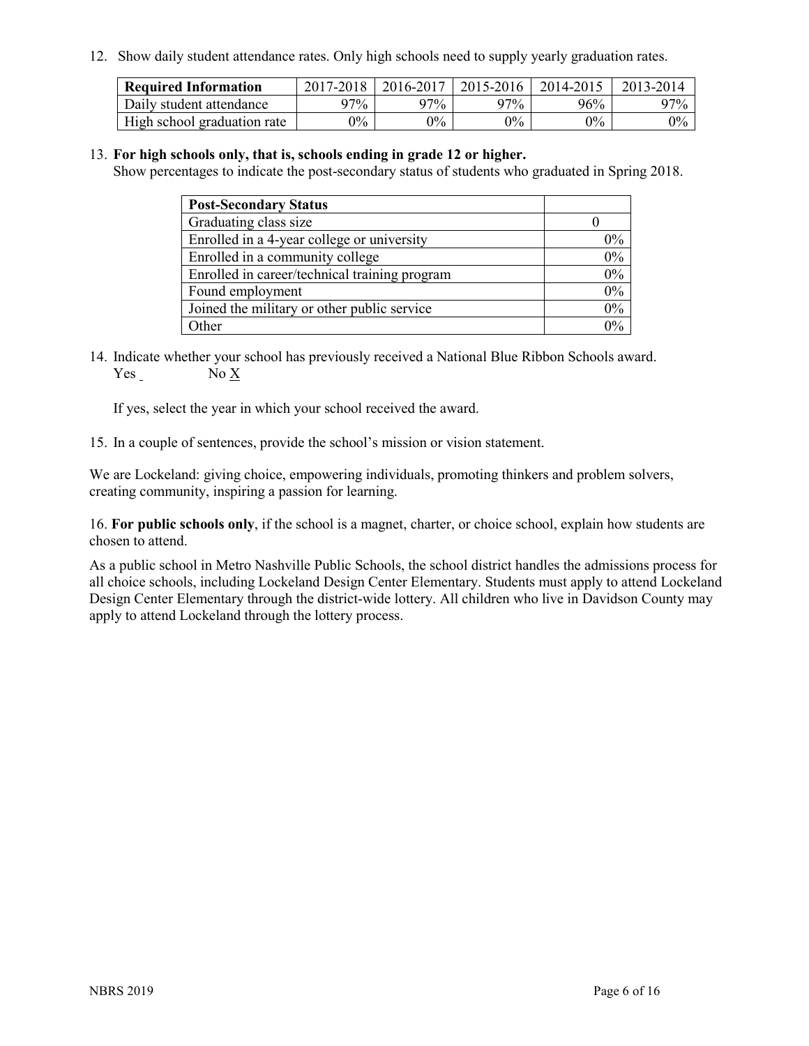12. Show daily student attendance rates. Only high schools need to supply yearly graduation rates.

| Required Information | 2017-2018 | 2016-2017 | 2015-2016 | 2014-2015 | 2013-2014 |
|---|---|---|---|---|---|
| Daily student attendance | 97% | 97% | 97% | 96% | 97% |
| High school graduation rate | 0% | 0% | 0% | 0% | 0% |

13. **For high schools only, that is, schools ending in grade 12 or higher.**
Show percentages to indicate the post-secondary status of students who graduated in Spring 2018.

| Post-Secondary Status | |
|---|---|
| Graduating class size | 0 |
| Enrolled in a 4-year college or university | 0% |
| Enrolled in a community college | 0% |
| Enrolled in career/technical training program | 0% |
| Found employment | 0% |
| Joined the military or other public service | 0% |
| Other | 0% |

14. Indicate whether your school has previously received a National Blue Ribbon Schools award.
Yes _ No X

If yes, select the year in which your school received the award.

15. In a couple of sentences, provide the school's mission or vision statement.

We are Lockeland: giving choice, empowering individuals, promoting thinkers and problem solvers, creating community, inspiring a passion for learning.

16. **For public schools only**, if the school is a magnet, charter, or choice school, explain how students are chosen to attend.

As a public school in Metro Nashville Public Schools, the school district handles the admissions process for all choice schools, including Lockeland Design Center Elementary. Students must apply to attend Lockeland Design Center Elementary through the district-wide lottery. All children who live in Davidson County may apply to attend Lockeland through the lottery process.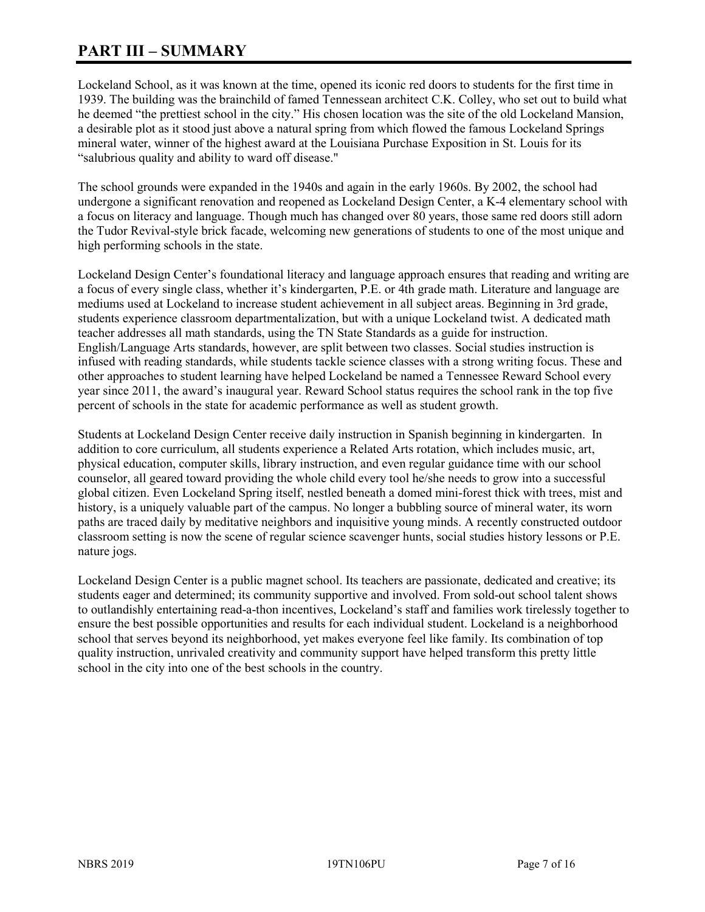# PART III – SUMMARY

Lockeland School, as it was known at the time, opened its iconic red doors to students for the first time in 1939. The building was the brainchild of famed Tennessean architect C.K. Colley, who set out to build what he deemed "the prettiest school in the city." His chosen location was the site of the old Lockeland Mansion, a desirable plot as it stood just above a natural spring from which flowed the famous Lockeland Springs mineral water, winner of the highest award at the Louisiana Purchase Exposition in St. Louis for its "salubrious quality and ability to ward off disease."

The school grounds were expanded in the 1940s and again in the early 1960s. By 2002, the school had undergone a significant renovation and reopened as Lockeland Design Center, a K-4 elementary school with a focus on literacy and language. Though much has changed over 80 years, those same red doors still adorn the Tudor Revival-style brick facade, welcoming new generations of students to one of the most unique and high performing schools in the state.

Lockeland Design Center's foundational literacy and language approach ensures that reading and writing are a focus of every single class, whether it's kindergarten, P.E. or 4th grade math. Literature and language are mediums used at Lockeland to increase student achievement in all subject areas. Beginning in 3rd grade, students experience classroom departmentalization, but with a unique Lockeland twist. A dedicated math teacher addresses all math standards, using the TN State Standards as a guide for instruction. English/Language Arts standards, however, are split between two classes. Social studies instruction is infused with reading standards, while students tackle science classes with a strong writing focus. These and other approaches to student learning have helped Lockeland be named a Tennessee Reward School every year since 2011, the award's inaugural year. Reward School status requires the school rank in the top five percent of schools in the state for academic performance as well as student growth.

Students at Lockeland Design Center receive daily instruction in Spanish beginning in kindergarten. In addition to core curriculum, all students experience a Related Arts rotation, which includes music, art, physical education, computer skills, library instruction, and even regular guidance time with our school counselor, all geared toward providing the whole child every tool he/she needs to grow into a successful global citizen. Even Lockeland Spring itself, nestled beneath a domed mini-forest thick with trees, mist and history, is a uniquely valuable part of the campus. No longer a bubbling source of mineral water, its worn paths are traced daily by meditative neighbors and inquisitive young minds. A recently constructed outdoor classroom setting is now the scene of regular science scavenger hunts, social studies history lessons or P.E. nature jogs.

Lockeland Design Center is a public magnet school. Its teachers are passionate, dedicated and creative; its students eager and determined; its community supportive and involved. From sold-out school talent shows to outlandishly entertaining read-a-thon incentives, Lockeland's staff and families work tirelessly together to ensure the best possible opportunities and results for each individual student. Lockeland is a neighborhood school that serves beyond its neighborhood, yet makes everyone feel like family. Its combination of top quality instruction, unrivaled creativity and community support have helped transform this pretty little school in the city into one of the best schools in the country.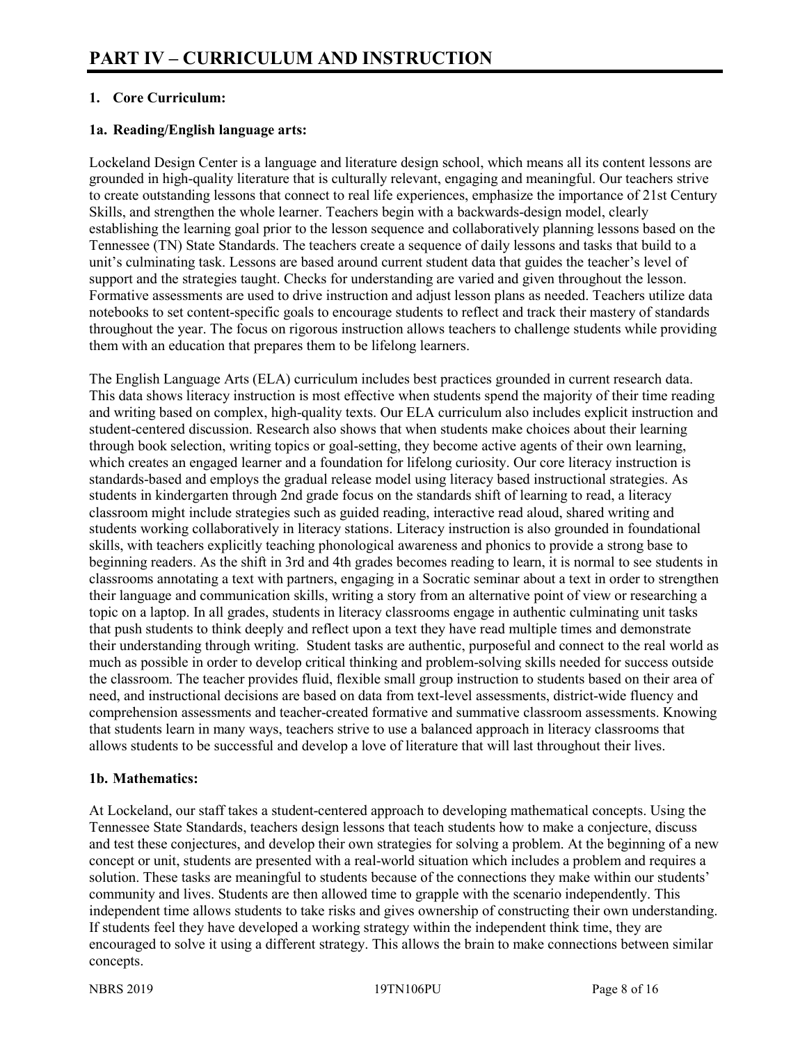# PART IV – CURRICULUM AND INSTRUCTION

## 1. Core Curriculum:

### 1a. Reading/English language arts:

Lockeland Design Center is a language and literature design school, which means all its content lessons are grounded in high-quality literature that is culturally relevant, engaging and meaningful. Our teachers strive to create outstanding lessons that connect to real life experiences, emphasize the importance of 21st Century Skills, and strengthen the whole learner. Teachers begin with a backwards-design model, clearly establishing the learning goal prior to the lesson sequence and collaboratively planning lessons based on the Tennessee (TN) State Standards. The teachers create a sequence of daily lessons and tasks that build to a unit's culminating task. Lessons are based around current student data that guides the teacher's level of support and the strategies taught. Checks for understanding are varied and given throughout the lesson. Formative assessments are used to drive instruction and adjust lesson plans as needed. Teachers utilize data notebooks to set content-specific goals to encourage students to reflect and track their mastery of standards throughout the year. The focus on rigorous instruction allows teachers to challenge students while providing them with an education that prepares them to be lifelong learners.

The English Language Arts (ELA) curriculum includes best practices grounded in current research data. This data shows literacy instruction is most effective when students spend the majority of their time reading and writing based on complex, high-quality texts. Our ELA curriculum also includes explicit instruction and student-centered discussion. Research also shows that when students make choices about their learning through book selection, writing topics or goal-setting, they become active agents of their own learning, which creates an engaged learner and a foundation for lifelong curiosity. Our core literacy instruction is standards-based and employs the gradual release model using literacy based instructional strategies. As students in kindergarten through 2nd grade focus on the standards shift of learning to read, a literacy classroom might include strategies such as guided reading, interactive read aloud, shared writing and students working collaboratively in literacy stations. Literacy instruction is also grounded in foundational skills, with teachers explicitly teaching phonological awareness and phonics to provide a strong base to beginning readers. As the shift in 3rd and 4th grades becomes reading to learn, it is normal to see students in classrooms annotating a text with partners, engaging in a Socratic seminar about a text in order to strengthen their language and communication skills, writing a story from an alternative point of view or researching a topic on a laptop. In all grades, students in literacy classrooms engage in authentic culminating unit tasks that push students to think deeply and reflect upon a text they have read multiple times and demonstrate their understanding through writing. Student tasks are authentic, purposeful and connect to the real world as much as possible in order to develop critical thinking and problem-solving skills needed for success outside the classroom. The teacher provides fluid, flexible small group instruction to students based on their area of need, and instructional decisions are based on data from text-level assessments, district-wide fluency and comprehension assessments and teacher-created formative and summative classroom assessments. Knowing that students learn in many ways, teachers strive to use a balanced approach in literacy classrooms that allows students to be successful and develop a love of literature that will last throughout their lives.

### 1b. Mathematics:

At Lockeland, our staff takes a student-centered approach to developing mathematical concepts. Using the Tennessee State Standards, teachers design lessons that teach students how to make a conjecture, discuss and test these conjectures, and develop their own strategies for solving a problem. At the beginning of a new concept or unit, students are presented with a real-world situation which includes a problem and requires a solution. These tasks are meaningful to students because of the connections they make within our students' community and lives. Students are then allowed time to grapple with the scenario independently. This independent time allows students to take risks and gives ownership of constructing their own understanding. If students feel they have developed a working strategy within the independent think time, they are encouraged to solve it using a different strategy. This allows the brain to make connections between similar concepts.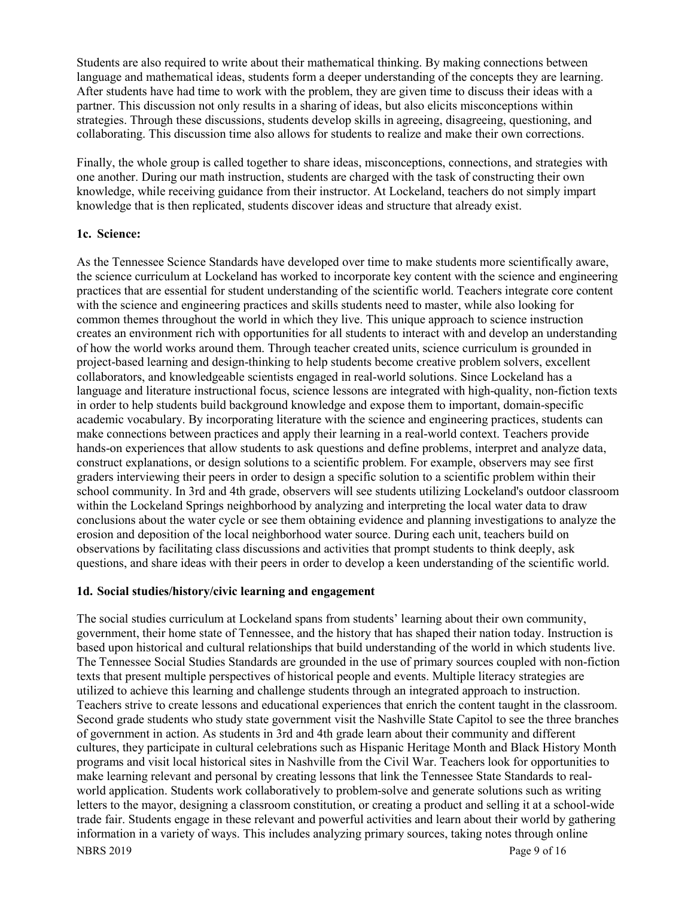Students are also required to write about their mathematical thinking. By making connections between language and mathematical ideas, students form a deeper understanding of the concepts they are learning. After students have had time to work with the problem, they are given time to discuss their ideas with a partner. This discussion not only results in a sharing of ideas, but also elicits misconceptions within strategies. Through these discussions, students develop skills in agreeing, disagreeing, questioning, and collaborating. This discussion time also allows for students to realize and make their own corrections.

Finally, the whole group is called together to share ideas, misconceptions, connections, and strategies with one another. During our math instruction, students are charged with the task of constructing their own knowledge, while receiving guidance from their instructor. At Lockeland, teachers do not simply impart knowledge that is then replicated, students discover ideas and structure that already exist.

**1c. Science:**

As the Tennessee Science Standards have developed over time to make students more scientifically aware, the science curriculum at Lockeland has worked to incorporate key content with the science and engineering practices that are essential for student understanding of the scientific world. Teachers integrate core content with the science and engineering practices and skills students need to master, while also looking for common themes throughout the world in which they live. This unique approach to science instruction creates an environment rich with opportunities for all students to interact with and develop an understanding of how the world works around them. Through teacher created units, science curriculum is grounded in project-based learning and design-thinking to help students become creative problem solvers, excellent collaborators, and knowledgeable scientists engaged in real-world solutions. Since Lockeland has a language and literature instructional focus, science lessons are integrated with high-quality, non-fiction texts in order to help students build background knowledge and expose them to important, domain-specific academic vocabulary. By incorporating literature with the science and engineering practices, students can make connections between practices and apply their learning in a real-world context. Teachers provide hands-on experiences that allow students to ask questions and define problems, interpret and analyze data, construct explanations, or design solutions to a scientific problem. For example, observers may see first graders interviewing their peers in order to design a specific solution to a scientific problem within their school community. In 3rd and 4th grade, observers will see students utilizing Lockeland's outdoor classroom within the Lockeland Springs neighborhood by analyzing and interpreting the local water data to draw conclusions about the water cycle or see them obtaining evidence and planning investigations to analyze the erosion and deposition of the local neighborhood water source. During each unit, teachers build on observations by facilitating class discussions and activities that prompt students to think deeply, ask questions, and share ideas with their peers in order to develop a keen understanding of the scientific world.

**1d. Social studies/history/civic learning and engagement**

The social studies curriculum at Lockeland spans from students' learning about their own community, government, their home state of Tennessee, and the history that has shaped their nation today. Instruction is based upon historical and cultural relationships that build understanding of the world in which students live. The Tennessee Social Studies Standards are grounded in the use of primary sources coupled with non-fiction texts that present multiple perspectives of historical people and events. Multiple literacy strategies are utilized to achieve this learning and challenge students through an integrated approach to instruction. Teachers strive to create lessons and educational experiences that enrich the content taught in the classroom. Second grade students who study state government visit the Nashville State Capitol to see the three branches of government in action. As students in 3rd and 4th grade learn about their community and different cultures, they participate in cultural celebrations such as Hispanic Heritage Month and Black History Month programs and visit local historical sites in Nashville from the Civil War. Teachers look for opportunities to make learning relevant and personal by creating lessons that link the Tennessee State Standards to real-world application. Students work collaboratively to problem-solve and generate solutions such as writing letters to the mayor, designing a classroom constitution, or creating a product and selling it at a school-wide trade fair. Students engage in these relevant and powerful activities and learn about their world by gathering information in a variety of ways. This includes analyzing primary sources, taking notes through online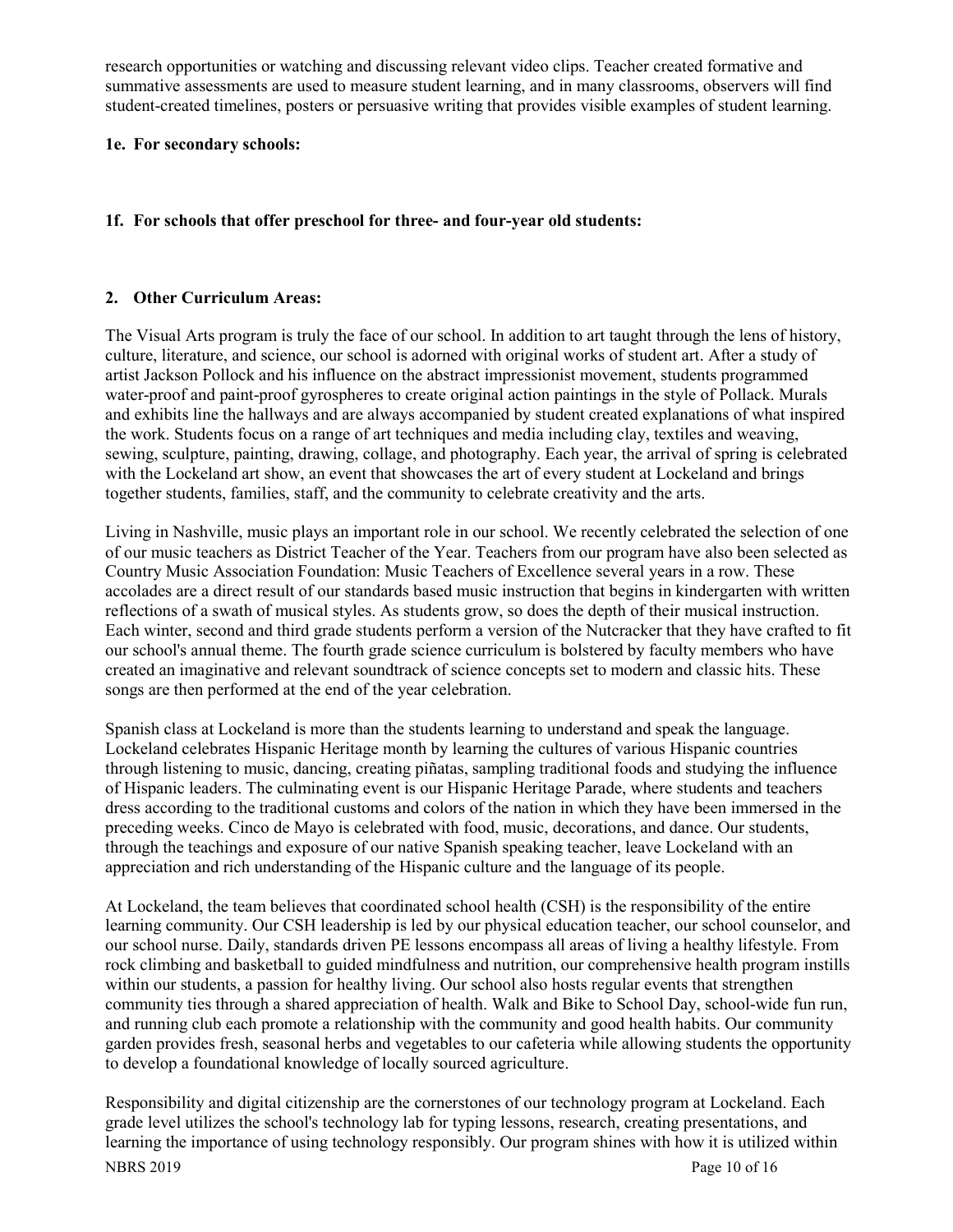research opportunities or watching and discussing relevant video clips. Teacher created formative and summative assessments are used to measure student learning, and in many classrooms, observers will find student-created timelines, posters or persuasive writing that provides visible examples of student learning.

**1e. For secondary schools:**

**1f. For schools that offer preschool for three- and four-year old students:**

**2. Other Curriculum Areas:**

The Visual Arts program is truly the face of our school. In addition to art taught through the lens of history, culture, literature, and science, our school is adorned with original works of student art. After a study of artist Jackson Pollock and his influence on the abstract impressionist movement, students programmed water-proof and paint-proof gyrospheres to create original action paintings in the style of Pollack. Murals and exhibits line the hallways and are always accompanied by student created explanations of what inspired the work. Students focus on a range of art techniques and media including clay, textiles and weaving, sewing, sculpture, painting, drawing, collage, and photography. Each year, the arrival of spring is celebrated with the Lockeland art show, an event that showcases the art of every student at Lockeland and brings together students, families, staff, and the community to celebrate creativity and the arts.

Living in Nashville, music plays an important role in our school. We recently celebrated the selection of one of our music teachers as District Teacher of the Year. Teachers from our program have also been selected as Country Music Association Foundation: Music Teachers of Excellence several years in a row. These accolades are a direct result of our standards based music instruction that begins in kindergarten with written reflections of a swath of musical styles. As students grow, so does the depth of their musical instruction. Each winter, second and third grade students perform a version of the Nutcracker that they have crafted to fit our school's annual theme. The fourth grade science curriculum is bolstered by faculty members who have created an imaginative and relevant soundtrack of science concepts set to modern and classic hits. These songs are then performed at the end of the year celebration.

Spanish class at Lockeland is more than the students learning to understand and speak the language. Lockeland celebrates Hispanic Heritage month by learning the cultures of various Hispanic countries through listening to music, dancing, creating piñatas, sampling traditional foods and studying the influence of Hispanic leaders. The culminating event is our Hispanic Heritage Parade, where students and teachers dress according to the traditional customs and colors of the nation in which they have been immersed in the preceding weeks. Cinco de Mayo is celebrated with food, music, decorations, and dance. Our students, through the teachings and exposure of our native Spanish speaking teacher, leave Lockeland with an appreciation and rich understanding of the Hispanic culture and the language of its people.

At Lockeland, the team believes that coordinated school health (CSH) is the responsibility of the entire learning community. Our CSH leadership is led by our physical education teacher, our school counselor, and our school nurse. Daily, standards driven PE lessons encompass all areas of living a healthy lifestyle. From rock climbing and basketball to guided mindfulness and nutrition, our comprehensive health program instills within our students, a passion for healthy living. Our school also hosts regular events that strengthen community ties through a shared appreciation of health. Walk and Bike to School Day, school-wide fun run, and running club each promote a relationship with the community and good health habits. Our community garden provides fresh, seasonal herbs and vegetables to our cafeteria while allowing students the opportunity to develop a foundational knowledge of locally sourced agriculture.

Responsibility and digital citizenship are the cornerstones of our technology program at Lockeland. Each grade level utilizes the school's technology lab for typing lessons, research, creating presentations, and learning the importance of using technology responsibly. Our program shines with how it is utilized within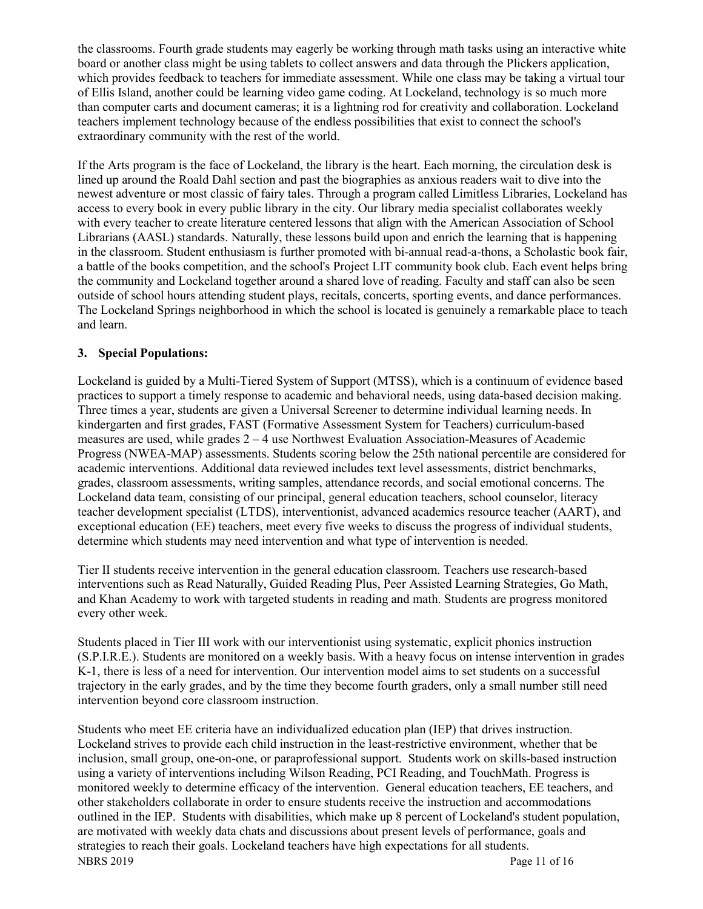the classrooms. Fourth grade students may eagerly be working through math tasks using an interactive white board or another class might be using tablets to collect answers and data through the Plickers application, which provides feedback to teachers for immediate assessment. While one class may be taking a virtual tour of Ellis Island, another could be learning video game coding. At Lockeland, technology is so much more than computer carts and document cameras; it is a lightning rod for creativity and collaboration. Lockeland teachers implement technology because of the endless possibilities that exist to connect the school's extraordinary community with the rest of the world.

If the Arts program is the face of Lockeland, the library is the heart. Each morning, the circulation desk is lined up around the Roald Dahl section and past the biographies as anxious readers wait to dive into the newest adventure or most classic of fairy tales. Through a program called Limitless Libraries, Lockeland has access to every book in every public library in the city. Our library media specialist collaborates weekly with every teacher to create literature centered lessons that align with the American Association of School Librarians (AASL) standards. Naturally, these lessons build upon and enrich the learning that is happening in the classroom. Student enthusiasm is further promoted with bi-annual read-a-thons, a Scholastic book fair, a battle of the books competition, and the school's Project LIT community book club. Each event helps bring the community and Lockeland together around a shared love of reading. Faculty and staff can also be seen outside of school hours attending student plays, recitals, concerts, sporting events, and dance performances. The Lockeland Springs neighborhood in which the school is located is genuinely a remarkable place to teach and learn.

## 3. Special Populations:

Lockeland is guided by a Multi-Tiered System of Support (MTSS), which is a continuum of evidence based practices to support a timely response to academic and behavioral needs, using data-based decision making. Three times a year, students are given a Universal Screener to determine individual learning needs. In kindergarten and first grades, FAST (Formative Assessment System for Teachers) curriculum-based measures are used, while grades 2 – 4 use Northwest Evaluation Association-Measures of Academic Progress (NWEA-MAP) assessments. Students scoring below the 25th national percentile are considered for academic interventions. Additional data reviewed includes text level assessments, district benchmarks, grades, classroom assessments, writing samples, attendance records, and social emotional concerns. The Lockeland data team, consisting of our principal, general education teachers, school counselor, literacy teacher development specialist (LTDS), interventionist, advanced academics resource teacher (AART), and exceptional education (EE) teachers, meet every five weeks to discuss the progress of individual students, determine which students may need intervention and what type of intervention is needed.

Tier II students receive intervention in the general education classroom. Teachers use research-based interventions such as Read Naturally, Guided Reading Plus, Peer Assisted Learning Strategies, Go Math, and Khan Academy to work with targeted students in reading and math. Students are progress monitored every other week.

Students placed in Tier III work with our interventionist using systematic, explicit phonics instruction (S.P.I.R.E.). Students are monitored on a weekly basis. With a heavy focus on intense intervention in grades K-1, there is less of a need for intervention. Our intervention model aims to set students on a successful trajectory in the early grades, and by the time they become fourth graders, only a small number still need intervention beyond core classroom instruction.

Students who meet EE criteria have an individualized education plan (IEP) that drives instruction. Lockeland strives to provide each child instruction in the least-restrictive environment, whether that be inclusion, small group, one-on-one, or paraprofessional support. Students work on skills-based instruction using a variety of interventions including Wilson Reading, PCI Reading, and TouchMath. Progress is monitored weekly to determine efficacy of the intervention. General education teachers, EE teachers, and other stakeholders collaborate in order to ensure students receive the instruction and accommodations outlined in the IEP. Students with disabilities, which make up 8 percent of Lockeland's student population, are motivated with weekly data chats and discussions about present levels of performance, goals and strategies to reach their goals. Lockeland teachers have high expectations for all students.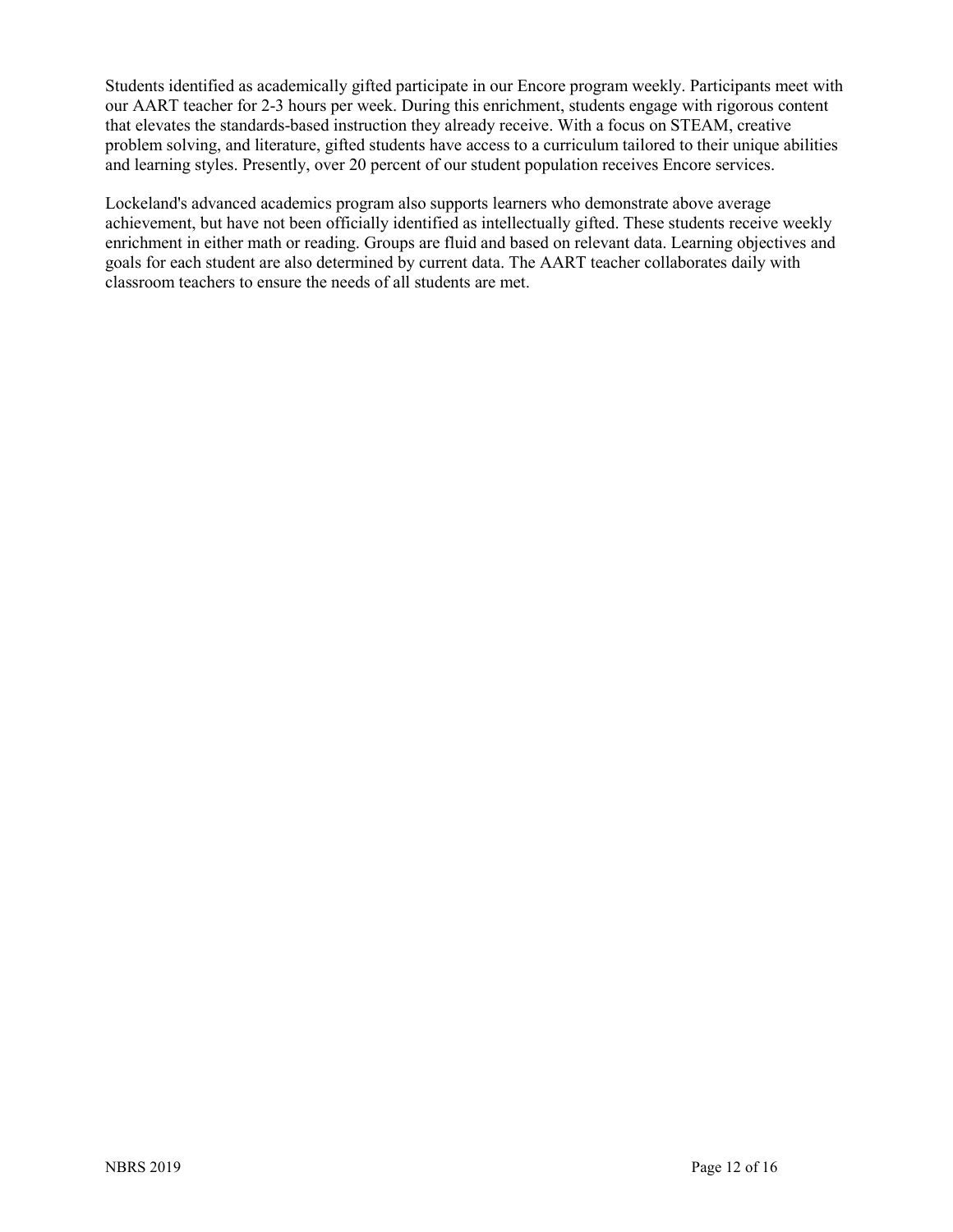Students identified as academically gifted participate in our Encore program weekly. Participants meet with our AART teacher for 2-3 hours per week. During this enrichment, students engage with rigorous content that elevates the standards-based instruction they already receive. With a focus on STEAM, creative problem solving, and literature, gifted students have access to a curriculum tailored to their unique abilities and learning styles. Presently, over 20 percent of our student population receives Encore services.

Lockeland's advanced academics program also supports learners who demonstrate above average achievement, but have not been officially identified as intellectually gifted. These students receive weekly enrichment in either math or reading. Groups are fluid and based on relevant data. Learning objectives and goals for each student are also determined by current data. The AART teacher collaborates daily with classroom teachers to ensure the needs of all students are met.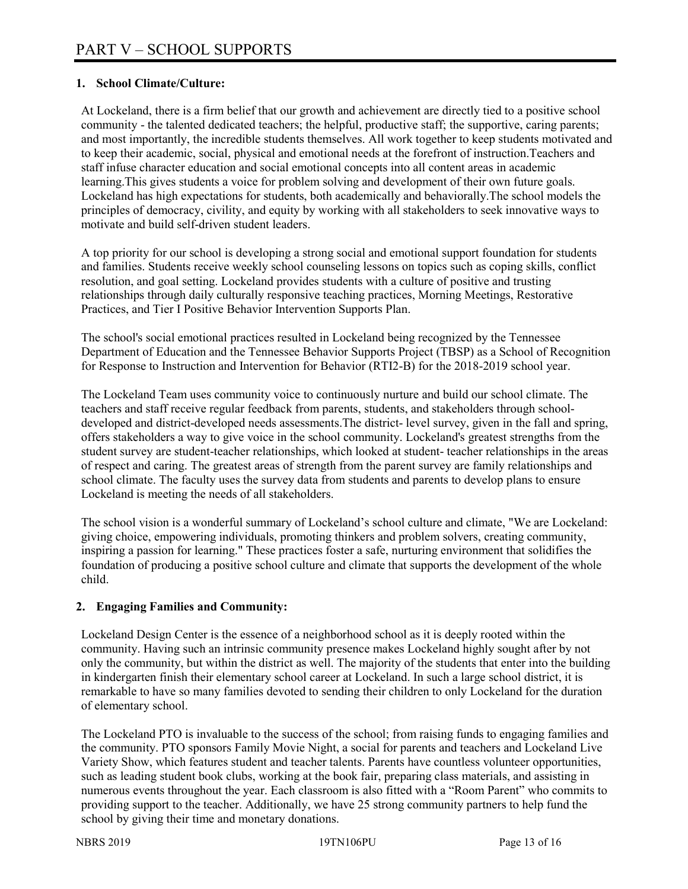# PART V – SCHOOL SUPPORTS

## 1. School Climate/Culture:

At Lockeland, there is a firm belief that our growth and achievement are directly tied to a positive school community - the talented dedicated teachers; the helpful, productive staff; the supportive, caring parents; and most importantly, the incredible students themselves. All work together to keep students motivated and to keep their academic, social, physical and emotional needs at the forefront of instruction.Teachers and staff infuse character education and social emotional concepts into all content areas in academic learning.This gives students a voice for problem solving and development of their own future goals. Lockeland has high expectations for students, both academically and behaviorally.The school models the principles of democracy, civility, and equity by working with all stakeholders to seek innovative ways to motivate and build self-driven student leaders.

A top priority for our school is developing a strong social and emotional support foundation for students and families. Students receive weekly school counseling lessons on topics such as coping skills, conflict resolution, and goal setting. Lockeland provides students with a culture of positive and trusting relationships through daily culturally responsive teaching practices, Morning Meetings, Restorative Practices, and Tier I Positive Behavior Intervention Supports Plan.

The school's social emotional practices resulted in Lockeland being recognized by the Tennessee Department of Education and the Tennessee Behavior Supports Project (TBSP) as a School of Recognition for Response to Instruction and Intervention for Behavior (RTI2-B) for the 2018-2019 school year.

The Lockeland Team uses community voice to continuously nurture and build our school climate. The teachers and staff receive regular feedback from parents, students, and stakeholders through school-developed and district-developed needs assessments.The district- level survey, given in the fall and spring, offers stakeholders a way to give voice in the school community. Lockeland's greatest strengths from the student survey are student-teacher relationships, which looked at student- teacher relationships in the areas of respect and caring. The greatest areas of strength from the parent survey are family relationships and school climate. The faculty uses the survey data from students and parents to develop plans to ensure Lockeland is meeting the needs of all stakeholders.

The school vision is a wonderful summary of Lockeland's school culture and climate, "We are Lockeland: giving choice, empowering individuals, promoting thinkers and problem solvers, creating community, inspiring a passion for learning." These practices foster a safe, nurturing environment that solidifies the foundation of producing a positive school culture and climate that supports the development of the whole child.

## 2. Engaging Families and Community:

Lockeland Design Center is the essence of a neighborhood school as it is deeply rooted within the community. Having such an intrinsic community presence makes Lockeland highly sought after by not only the community, but within the district as well. The majority of the students that enter into the building in kindergarten finish their elementary school career at Lockeland. In such a large school district, it is remarkable to have so many families devoted to sending their children to only Lockeland for the duration of elementary school.

The Lockeland PTO is invaluable to the success of the school; from raising funds to engaging families and the community. PTO sponsors Family Movie Night, a social for parents and teachers and Lockeland Live Variety Show, which features student and teacher talents. Parents have countless volunteer opportunities, such as leading student book clubs, working at the book fair, preparing class materials, and assisting in numerous events throughout the year. Each classroom is also fitted with a "Room Parent" who commits to providing support to the teacher. Additionally, we have 25 strong community partners to help fund the school by giving their time and monetary donations.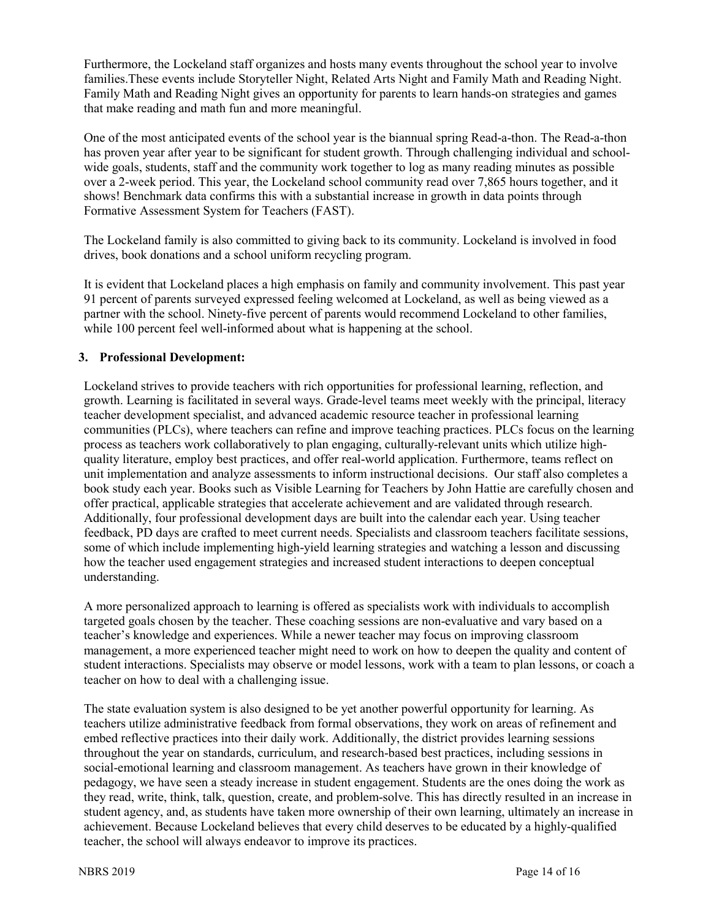Furthermore, the Lockeland staff organizes and hosts many events throughout the school year to involve families.These events include Storyteller Night, Related Arts Night and Family Math and Reading Night. Family Math and Reading Night gives an opportunity for parents to learn hands-on strategies and games that make reading and math fun and more meaningful.

One of the most anticipated events of the school year is the biannual spring Read-a-thon. The Read-a-thon has proven year after year to be significant for student growth. Through challenging individual and school-wide goals, students, staff and the community work together to log as many reading minutes as possible over a 2-week period. This year, the Lockeland school community read over 7,865 hours together, and it shows! Benchmark data confirms this with a substantial increase in growth in data points through Formative Assessment System for Teachers (FAST).

The Lockeland family is also committed to giving back to its community. Lockeland is involved in food drives, book donations and a school uniform recycling program.

It is evident that Lockeland places a high emphasis on family and community involvement. This past year 91 percent of parents surveyed expressed feeling welcomed at Lockeland, as well as being viewed as a partner with the school. Ninety-five percent of parents would recommend Lockeland to other families, while 100 percent feel well-informed about what is happening at the school.

**3. Professional Development:**

Lockeland strives to provide teachers with rich opportunities for professional learning, reflection, and growth. Learning is facilitated in several ways. Grade-level teams meet weekly with the principal, literacy teacher development specialist, and advanced academic resource teacher in professional learning communities (PLCs), where teachers can refine and improve teaching practices. PLCs focus on the learning process as teachers work collaboratively to plan engaging, culturally-relevant units which utilize high-quality literature, employ best practices, and offer real-world application. Furthermore, teams reflect on unit implementation and analyze assessments to inform instructional decisions. Our staff also completes a book study each year. Books such as Visible Learning for Teachers by John Hattie are carefully chosen and offer practical, applicable strategies that accelerate achievement and are validated through research. Additionally, four professional development days are built into the calendar each year. Using teacher feedback, PD days are crafted to meet current needs. Specialists and classroom teachers facilitate sessions, some of which include implementing high-yield learning strategies and watching a lesson and discussing how the teacher used engagement strategies and increased student interactions to deepen conceptual understanding.

A more personalized approach to learning is offered as specialists work with individuals to accomplish targeted goals chosen by the teacher. These coaching sessions are non-evaluative and vary based on a teacher's knowledge and experiences. While a newer teacher may focus on improving classroom management, a more experienced teacher might need to work on how to deepen the quality and content of student interactions. Specialists may observe or model lessons, work with a team to plan lessons, or coach a teacher on how to deal with a challenging issue.

The state evaluation system is also designed to be yet another powerful opportunity for learning. As teachers utilize administrative feedback from formal observations, they work on areas of refinement and embed reflective practices into their daily work. Additionally, the district provides learning sessions throughout the year on standards, curriculum, and research-based best practices, including sessions in social-emotional learning and classroom management. As teachers have grown in their knowledge of pedagogy, we have seen a steady increase in student engagement. Students are the ones doing the work as they read, write, think, talk, question, create, and problem-solve. This has directly resulted in an increase in student agency, and, as students have taken more ownership of their own learning, ultimately an increase in achievement. Because Lockeland believes that every child deserves to be educated by a highly-qualified teacher, the school will always endeavor to improve its practices.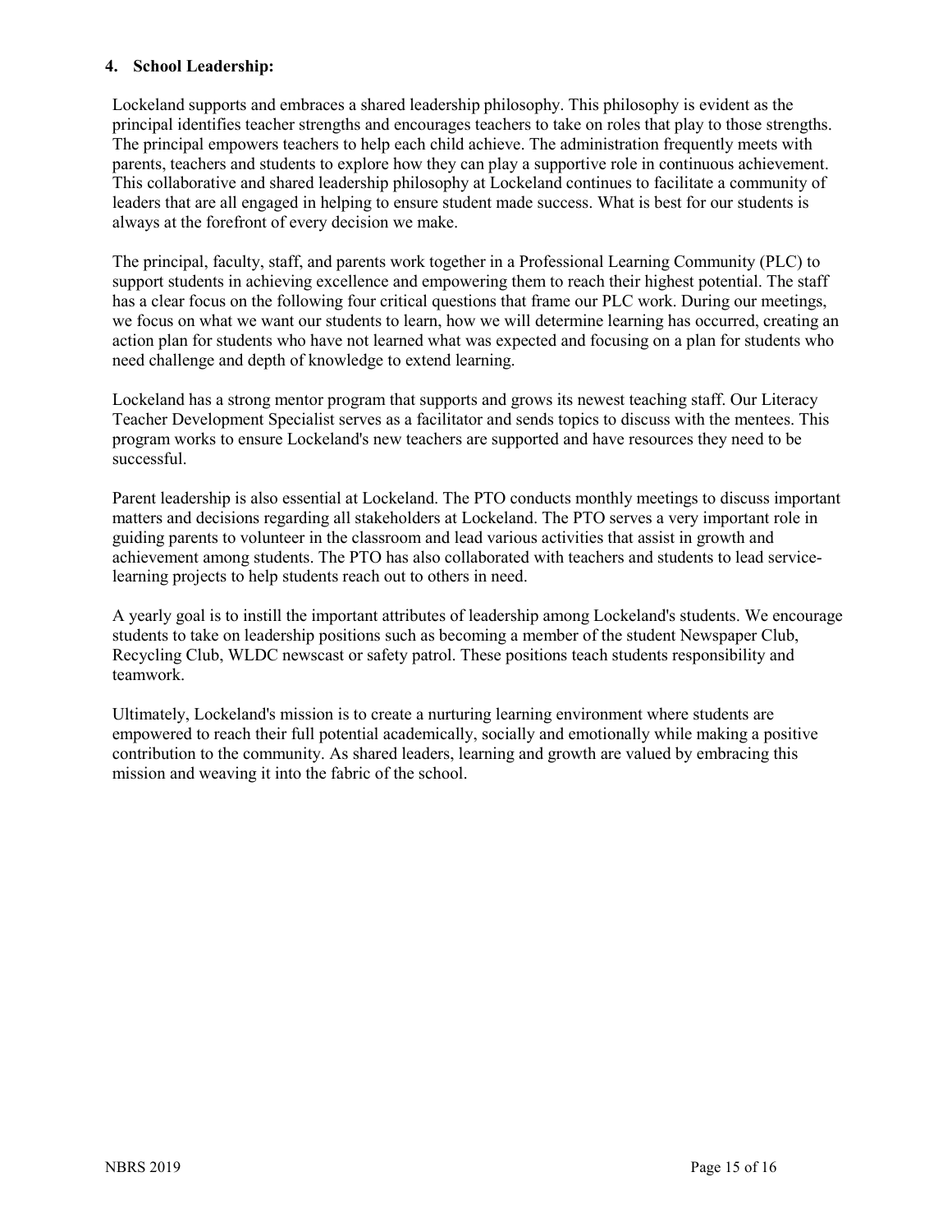**4. School Leadership:**

Lockeland supports and embraces a shared leadership philosophy. This philosophy is evident as the principal identifies teacher strengths and encourages teachers to take on roles that play to those strengths. The principal empowers teachers to help each child achieve. The administration frequently meets with parents, teachers and students to explore how they can play a supportive role in continuous achievement. This collaborative and shared leadership philosophy at Lockeland continues to facilitate a community of leaders that are all engaged in helping to ensure student made success. What is best for our students is always at the forefront of every decision we make.

The principal, faculty, staff, and parents work together in a Professional Learning Community (PLC) to support students in achieving excellence and empowering them to reach their highest potential. The staff has a clear focus on the following four critical questions that frame our PLC work. During our meetings, we focus on what we want our students to learn, how we will determine learning has occurred, creating an action plan for students who have not learned what was expected and focusing on a plan for students who need challenge and depth of knowledge to extend learning.

Lockeland has a strong mentor program that supports and grows its newest teaching staff. Our Literacy Teacher Development Specialist serves as a facilitator and sends topics to discuss with the mentees. This program works to ensure Lockeland's new teachers are supported and have resources they need to be successful.

Parent leadership is also essential at Lockeland. The PTO conducts monthly meetings to discuss important matters and decisions regarding all stakeholders at Lockeland. The PTO serves a very important role in guiding parents to volunteer in the classroom and lead various activities that assist in growth and achievement among students. The PTO has also collaborated with teachers and students to lead service-learning projects to help students reach out to others in need.

A yearly goal is to instill the important attributes of leadership among Lockeland's students. We encourage students to take on leadership positions such as becoming a member of the student Newspaper Club, Recycling Club, WLDC newscast or safety patrol. These positions teach students responsibility and teamwork.

Ultimately, Lockeland's mission is to create a nurturing learning environment where students are empowered to reach their full potential academically, socially and emotionally while making a positive contribution to the community. As shared leaders, learning and growth are valued by embracing this mission and weaving it into the fabric of the school.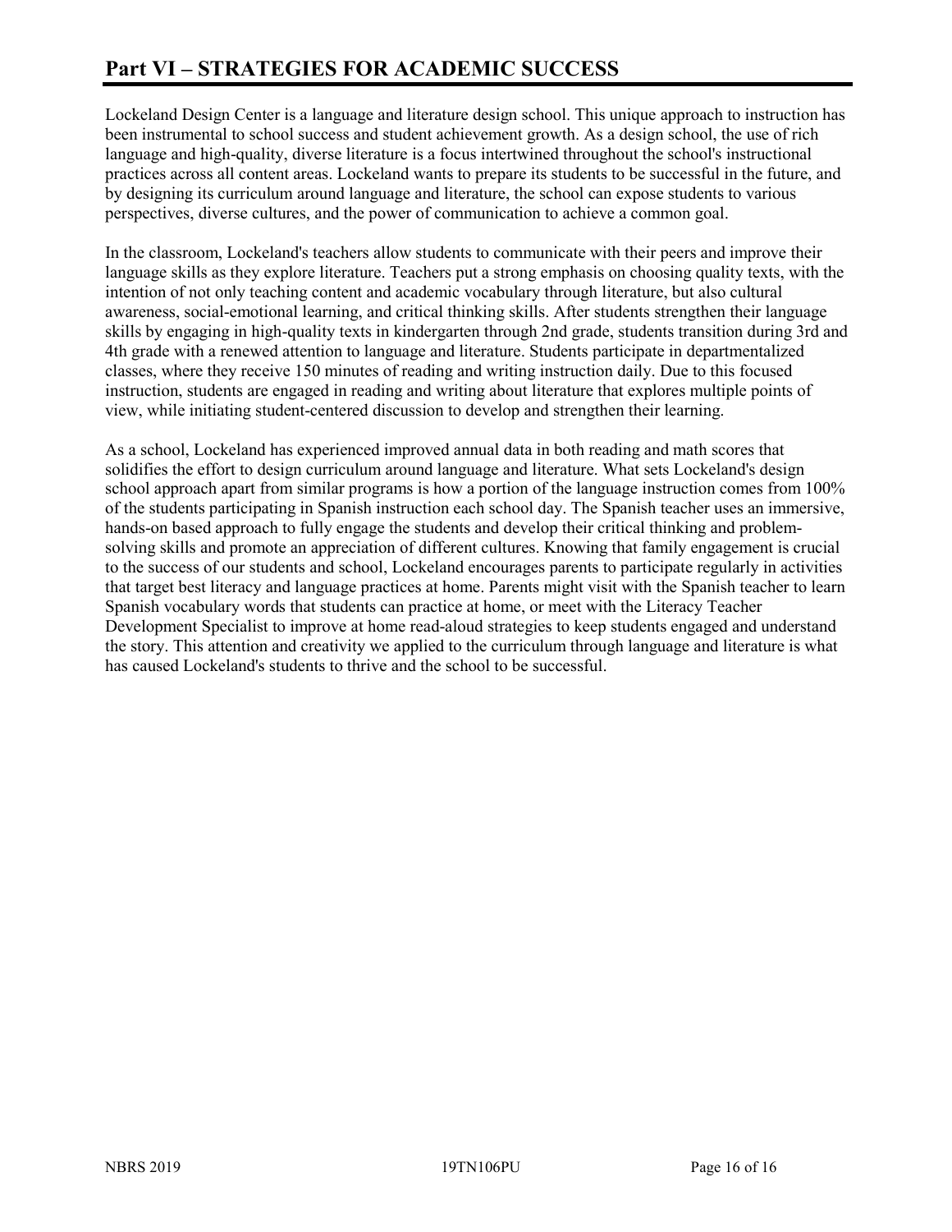# Part VI – STRATEGIES FOR ACADEMIC SUCCESS

Lockeland Design Center is a language and literature design school. This unique approach to instruction has been instrumental to school success and student achievement growth. As a design school, the use of rich language and high-quality, diverse literature is a focus intertwined throughout the school's instructional practices across all content areas. Lockeland wants to prepare its students to be successful in the future, and by designing its curriculum around language and literature, the school can expose students to various perspectives, diverse cultures, and the power of communication to achieve a common goal.

In the classroom, Lockeland's teachers allow students to communicate with their peers and improve their language skills as they explore literature. Teachers put a strong emphasis on choosing quality texts, with the intention of not only teaching content and academic vocabulary through literature, but also cultural awareness, social-emotional learning, and critical thinking skills. After students strengthen their language skills by engaging in high-quality texts in kindergarten through 2nd grade, students transition during 3rd and 4th grade with a renewed attention to language and literature. Students participate in departmentalized classes, where they receive 150 minutes of reading and writing instruction daily. Due to this focused instruction, students are engaged in reading and writing about literature that explores multiple points of view, while initiating student-centered discussion to develop and strengthen their learning.

As a school, Lockeland has experienced improved annual data in both reading and math scores that solidifies the effort to design curriculum around language and literature. What sets Lockeland's design school approach apart from similar programs is how a portion of the language instruction comes from 100% of the students participating in Spanish instruction each school day. The Spanish teacher uses an immersive, hands-on based approach to fully engage the students and develop their critical thinking and problem-solving skills and promote an appreciation of different cultures. Knowing that family engagement is crucial to the success of our students and school, Lockeland encourages parents to participate regularly in activities that target best literacy and language practices at home. Parents might visit with the Spanish teacher to learn Spanish vocabulary words that students can practice at home, or meet with the Literacy Teacher Development Specialist to improve at home read-aloud strategies to keep students engaged and understand the story. This attention and creativity we applied to the curriculum through language and literature is what has caused Lockeland's students to thrive and the school to be successful.